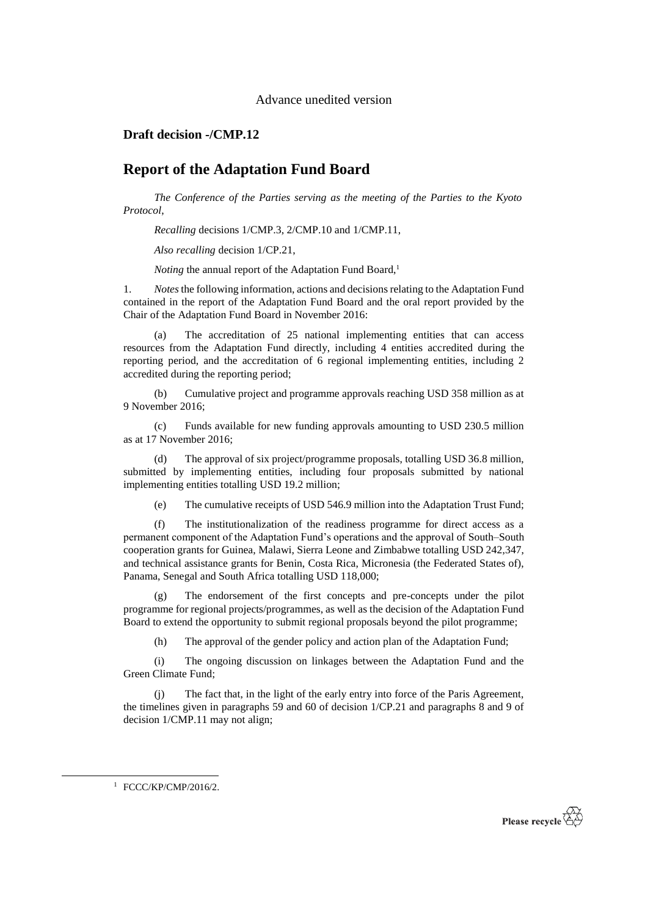Advance unedited version

## Draft decision -/CMP.12

# Report of the Adaptation Fund Board

*The Conference of the Parties serving as the meeting of the Parties to the Kyoto Protocol*,

*Recalling* decisions 1/CMP.3, 2/CMP.10 and 1/CMP.11,

*Also recalling* decision 1/CP.21,

*Noting* the annual report of the Adaptation Fund Board,[1]

1. *Notes* the following information, actions and decisions relating to the Adaptation Fund contained in the report of the Adaptation Fund Board and the oral report provided by the Chair of the Adaptation Fund Board in November 2016:

(a) The accreditation of 25 national implementing entities that can access resources from the Adaptation Fund directly, including 4 entities accredited during the reporting period, and the accreditation of 6 regional implementing entities, including 2 accredited during the reporting period;

(b) Cumulative project and programme approvals reaching USD 358 million as at 9 November 2016;

(c) Funds available for new funding approvals amounting to USD 230.5 million as at 17 November 2016;

(d) The approval of six project/programme proposals, totalling USD 36.8 million, submitted by implementing entities, including four proposals submitted by national implementing entities totalling USD 19.2 million;

(e) The cumulative receipts of USD 546.9 million into the Adaptation Trust Fund;

(f) The institutionalization of the readiness programme for direct access as a permanent component of the Adaptation Fund's operations and the approval of South–South cooperation grants for Guinea, Malawi, Sierra Leone and Zimbabwe totalling USD 242,347, and technical assistance grants for Benin, Costa Rica, Micronesia (the Federated States of), Panama, Senegal and South Africa totalling USD 118,000;

(g) The endorsement of the first concepts and pre-concepts under the pilot programme for regional projects/programmes, as well as the decision of the Adaptation Fund Board to extend the opportunity to submit regional proposals beyond the pilot programme;

(h) The approval of the gender policy and action plan of the Adaptation Fund;

(i) The ongoing discussion on linkages between the Adaptation Fund and the Green Climate Fund;

(j) The fact that, in the light of the early entry into force of the Paris Agreement, the timelines given in paragraphs 59 and 60 of decision 1/CP.21 and paragraphs 8 and 9 of decision 1/CMP.11 may not align;

[1] FCCC/KP/CMP/2016/2.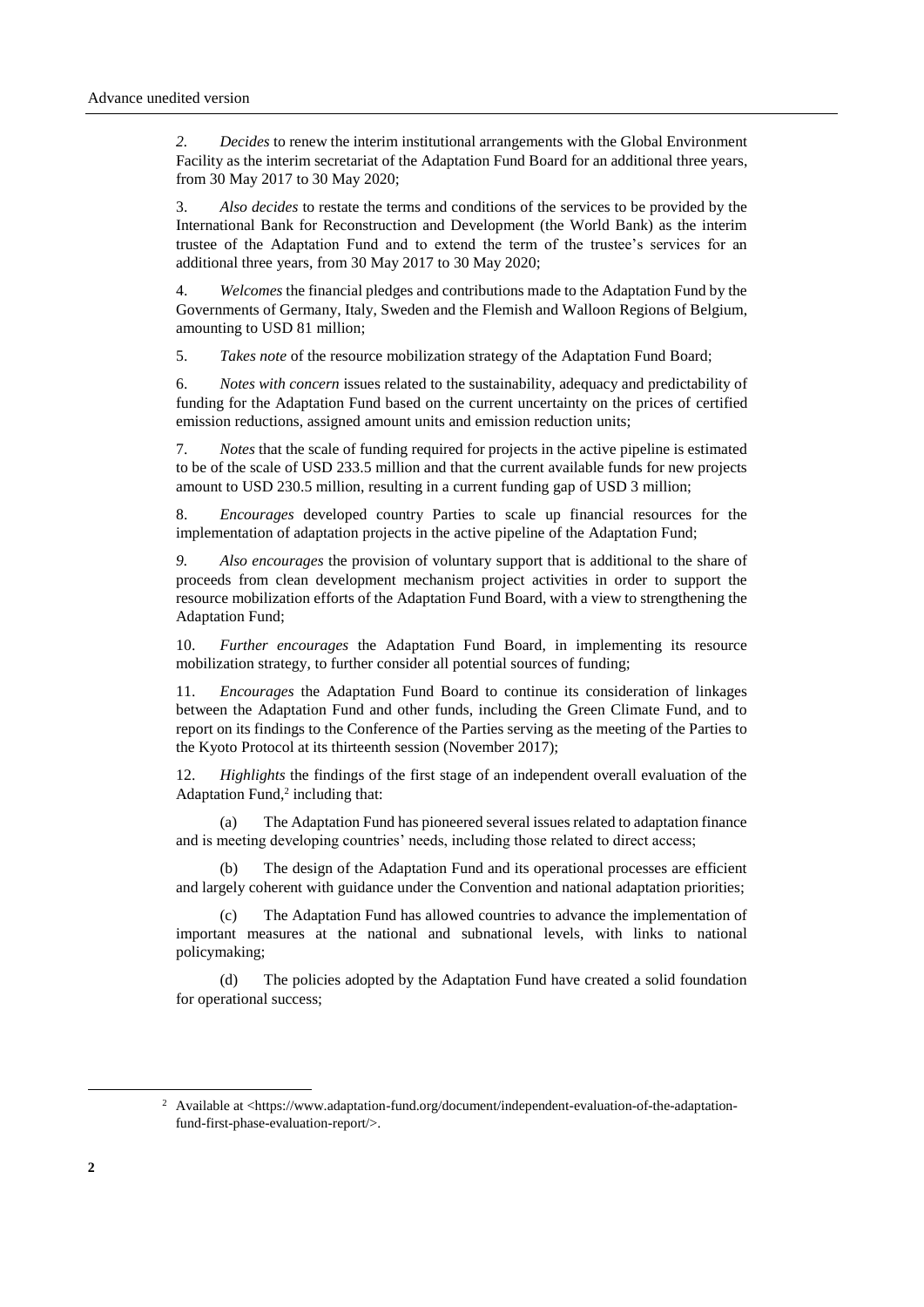2. *Decides* to renew the interim institutional arrangements with the Global Environment Facility as the interim secretariat of the Adaptation Fund Board for an additional three years, from 30 May 2017 to 30 May 2020;

3. *Also decides* to restate the terms and conditions of the services to be provided by the International Bank for Reconstruction and Development (the World Bank) as the interim trustee of the Adaptation Fund and to extend the term of the trustee's services for an additional three years, from 30 May 2017 to 30 May 2020;

4. *Welcomes* the financial pledges and contributions made to the Adaptation Fund by the Governments of Germany, Italy, Sweden and the Flemish and Walloon Regions of Belgium, amounting to USD 81 million;

5. *Takes note* of the resource mobilization strategy of the Adaptation Fund Board;

6. *Notes with concern* issues related to the sustainability, adequacy and predictability of funding for the Adaptation Fund based on the current uncertainty on the prices of certified emission reductions, assigned amount units and emission reduction units;

7. *Notes* that the scale of funding required for projects in the active pipeline is estimated to be of the scale of USD 233.5 million and that the current available funds for new projects amount to USD 230.5 million, resulting in a current funding gap of USD 3 million;

8. *Encourages* developed country Parties to scale up financial resources for the implementation of adaptation projects in the active pipeline of the Adaptation Fund;

9. *Also encourages* the provision of voluntary support that is additional to the share of proceeds from clean development mechanism project activities in order to support the resource mobilization efforts of the Adaptation Fund Board, with a view to strengthening the Adaptation Fund;

10. *Further encourages* the Adaptation Fund Board, in implementing its resource mobilization strategy, to further consider all potential sources of funding;

11. *Encourages* the Adaptation Fund Board to continue its consideration of linkages between the Adaptation Fund and other funds, including the Green Climate Fund, and to report on its findings to the Conference of the Parties serving as the meeting of the Parties to the Kyoto Protocol at its thirteenth session (November 2017);

12. *Highlights* the findings of the first stage of an independent overall evaluation of the Adaptation Fund,[2] including that:

(a) The Adaptation Fund has pioneered several issues related to adaptation finance and is meeting developing countries' needs, including those related to direct access;

(b) The design of the Adaptation Fund and its operational processes are efficient and largely coherent with guidance under the Convention and national adaptation priorities;

(c) The Adaptation Fund has allowed countries to advance the implementation of important measures at the national and subnational levels, with links to national policymaking;

(d) The policies adopted by the Adaptation Fund have created a solid foundation for operational success;

[2] Available at <https://www.adaptation-fund.org/document/independent-evaluation-of-the-adaptation-fund-first-phase-evaluation-report/>.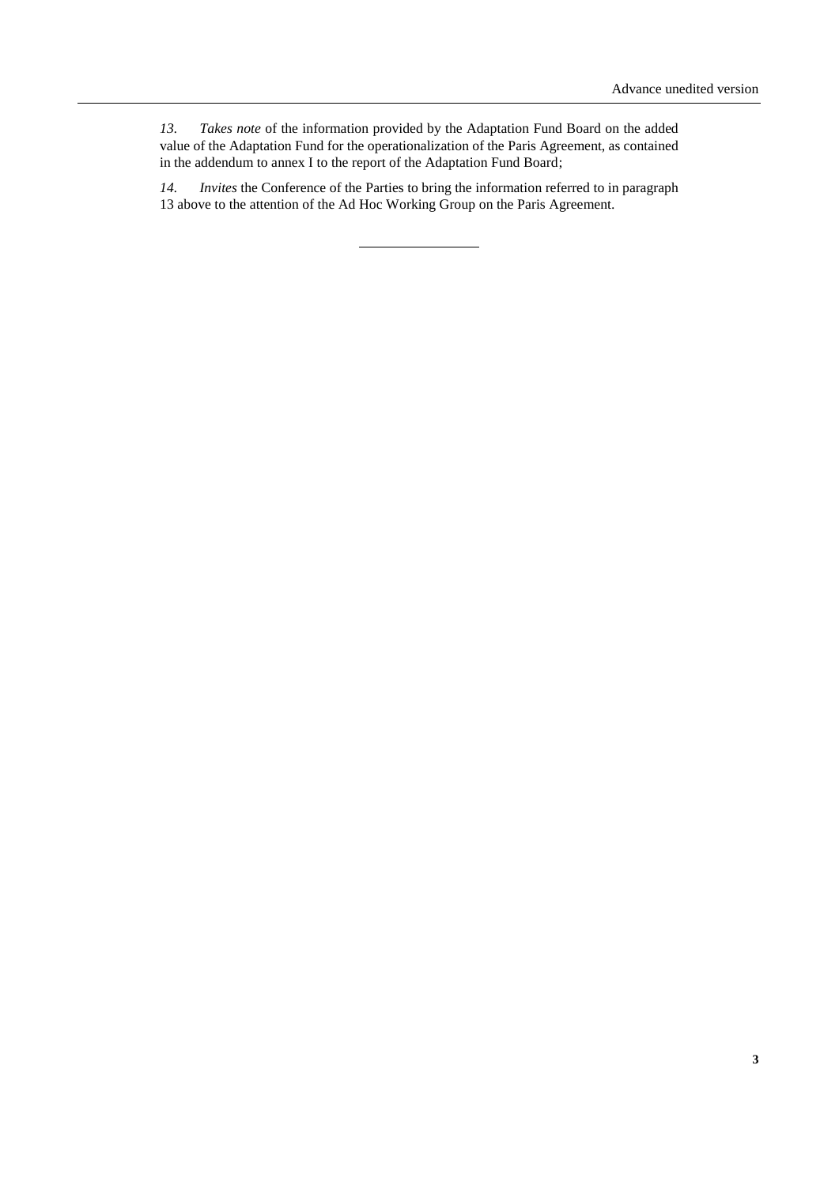*13.* *Takes note* of the information provided by the Adaptation Fund Board on the added value of the Adaptation Fund for the operationalization of the Paris Agreement, as contained in the addendum to annex I to the report of the Adaptation Fund Board;

*14.* *Invites* the Conference of the Parties to bring the information referred to in paragraph 13 above to the attention of the Ad Hoc Working Group on the Paris Agreement.